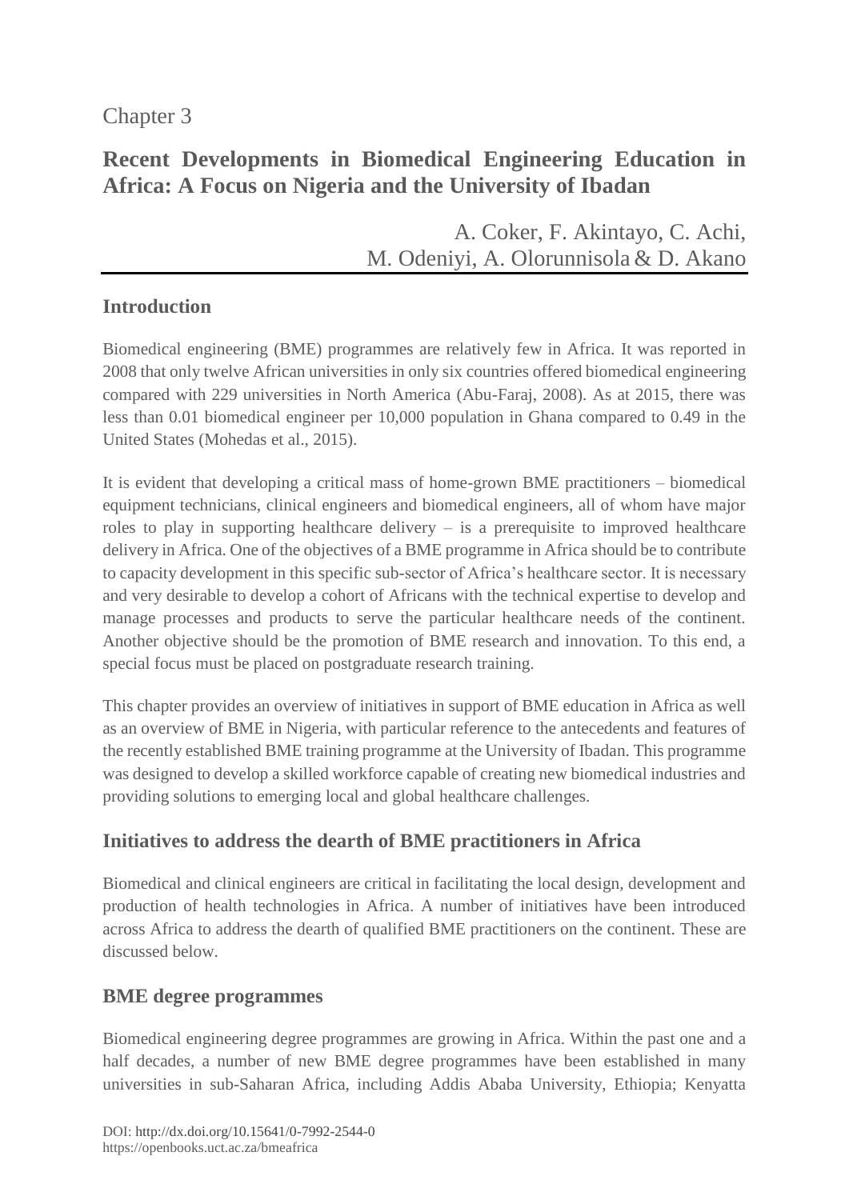Chapter 3

# Recent Developments in Biomedical Engineering Education in Africa: A Focus on Nigeria and the University of Ibadan

A. Coker, F. Akintayo, C. Achi, M. Odeniyi, A. Olorunnisola & D. Akano

## Introduction

Biomedical engineering (BME) programmes are relatively few in Africa. It was reported in 2008 that only twelve African universities in only six countries offered biomedical engineering compared with 229 universities in North America (Abu-Faraj, 2008). As at 2015, there was less than 0.01 biomedical engineer per 10,000 population in Ghana compared to 0.49 in the United States (Mohedas et al., 2015).

It is evident that developing a critical mass of home-grown BME practitioners – biomedical equipment technicians, clinical engineers and biomedical engineers, all of whom have major roles to play in supporting healthcare delivery – is a prerequisite to improved healthcare delivery in Africa. One of the objectives of a BME programme in Africa should be to contribute to capacity development in this specific sub-sector of Africa's healthcare sector. It is necessary and very desirable to develop a cohort of Africans with the technical expertise to develop and manage processes and products to serve the particular healthcare needs of the continent. Another objective should be the promotion of BME research and innovation. To this end, a special focus must be placed on postgraduate research training.

This chapter provides an overview of initiatives in support of BME education in Africa as well as an overview of BME in Nigeria, with particular reference to the antecedents and features of the recently established BME training programme at the University of Ibadan. This programme was designed to develop a skilled workforce capable of creating new biomedical industries and providing solutions to emerging local and global healthcare challenges.

## Initiatives to address the dearth of BME practitioners in Africa

Biomedical and clinical engineers are critical in facilitating the local design, development and production of health technologies in Africa. A number of initiatives have been introduced across Africa to address the dearth of qualified BME practitioners on the continent. These are discussed below.

### BME degree programmes

Biomedical engineering degree programmes are growing in Africa. Within the past one and a half decades, a number of new BME degree programmes have been established in many universities in sub-Saharan Africa, including Addis Ababa University, Ethiopia; Kenyatta

DOI: http://dx.doi.org/10.15641/0-7992-2544-0
https://openbooks.uct.ac.za/bmeafrica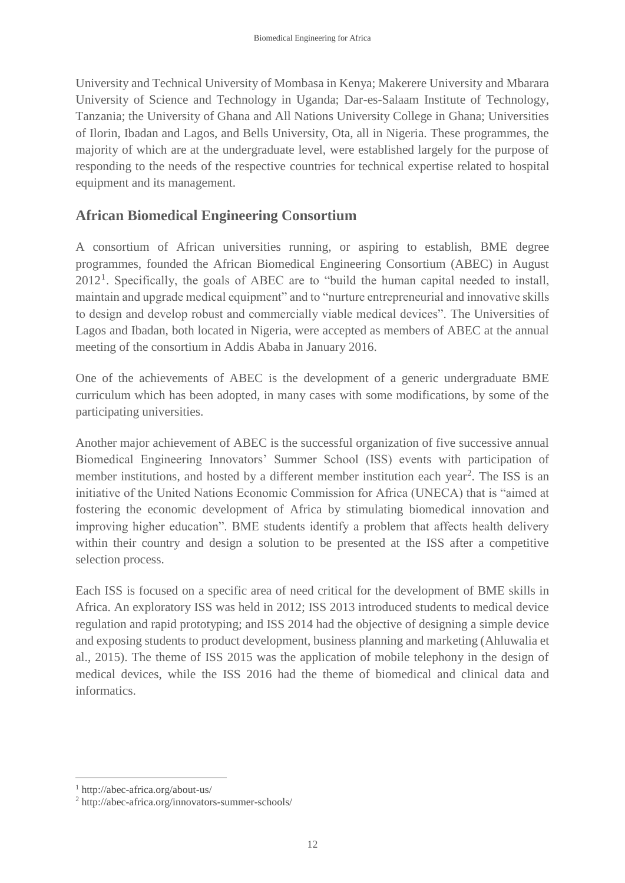University and Technical University of Mombasa in Kenya; Makerere University and Mbarara University of Science and Technology in Uganda; Dar-es-Salaam Institute of Technology, Tanzania; the University of Ghana and All Nations University College in Ghana; Universities of Ilorin, Ibadan and Lagos, and Bells University, Ota, all in Nigeria. These programmes, the majority of which are at the undergraduate level, were established largely for the purpose of responding to the needs of the respective countries for technical expertise related to hospital equipment and its management.

## African Biomedical Engineering Consortium

A consortium of African universities running, or aspiring to establish, BME degree programmes, founded the African Biomedical Engineering Consortium (ABEC) in August 2012[1]. Specifically, the goals of ABEC are to "build the human capital needed to install, maintain and upgrade medical equipment" and to "nurture entrepreneurial and innovative skills to design and develop robust and commercially viable medical devices". The Universities of Lagos and Ibadan, both located in Nigeria, were accepted as members of ABEC at the annual meeting of the consortium in Addis Ababa in January 2016.

One of the achievements of ABEC is the development of a generic undergraduate BME curriculum which has been adopted, in many cases with some modifications, by some of the participating universities.

Another major achievement of ABEC is the successful organization of five successive annual Biomedical Engineering Innovators' Summer School (ISS) events with participation of member institutions, and hosted by a different member institution each year[2]. The ISS is an initiative of the United Nations Economic Commission for Africa (UNECA) that is "aimed at fostering the economic development of Africa by stimulating biomedical innovation and improving higher education". BME students identify a problem that affects health delivery within their country and design a solution to be presented at the ISS after a competitive selection process.

Each ISS is focused on a specific area of need critical for the development of BME skills in Africa. An exploratory ISS was held in 2012; ISS 2013 introduced students to medical device regulation and rapid prototyping; and ISS 2014 had the objective of designing a simple device and exposing students to product development, business planning and marketing (Ahluwalia et al., 2015). The theme of ISS 2015 was the application of mobile telephony in the design of medical devices, while the ISS 2016 had the theme of biomedical and clinical data and informatics.

[1] http://abec-africa.org/about-us/

[2] http://abec-africa.org/innovators-summer-schools/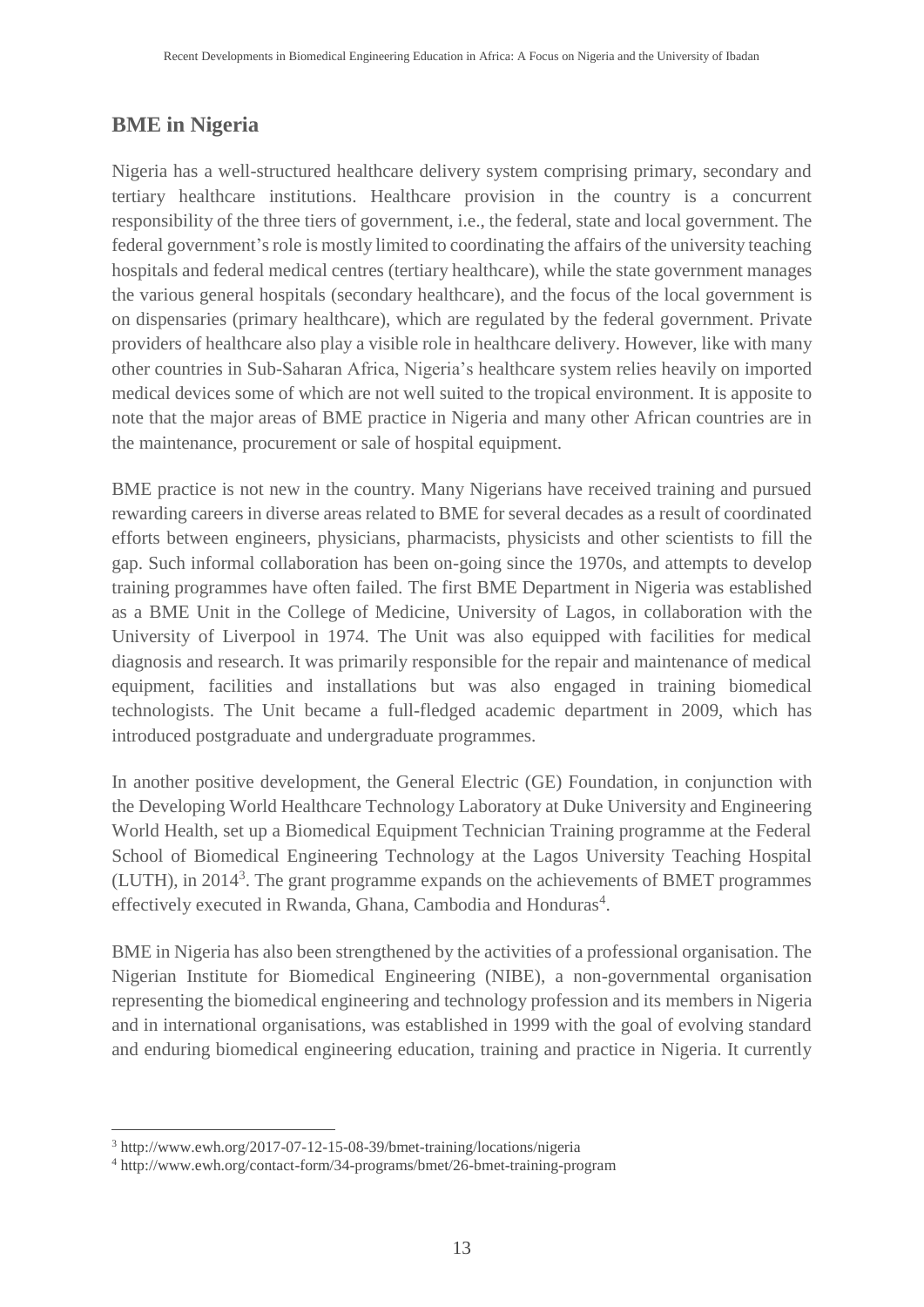## BME in Nigeria

Nigeria has a well-structured healthcare delivery system comprising primary, secondary and tertiary healthcare institutions. Healthcare provision in the country is a concurrent responsibility of the three tiers of government, i.e., the federal, state and local government. The federal government's role is mostly limited to coordinating the affairs of the university teaching hospitals and federal medical centres (tertiary healthcare), while the state government manages the various general hospitals (secondary healthcare), and the focus of the local government is on dispensaries (primary healthcare), which are regulated by the federal government. Private providers of healthcare also play a visible role in healthcare delivery. However, like with many other countries in Sub-Saharan Africa, Nigeria's healthcare system relies heavily on imported medical devices some of which are not well suited to the tropical environment. It is apposite to note that the major areas of BME practice in Nigeria and many other African countries are in the maintenance, procurement or sale of hospital equipment.

BME practice is not new in the country. Many Nigerians have received training and pursued rewarding careers in diverse areas related to BME for several decades as a result of coordinated efforts between engineers, physicians, pharmacists, physicists and other scientists to fill the gap. Such informal collaboration has been on-going since the 1970s, and attempts to develop training programmes have often failed. The first BME Department in Nigeria was established as a BME Unit in the College of Medicine, University of Lagos, in collaboration with the University of Liverpool in 1974. The Unit was also equipped with facilities for medical diagnosis and research. It was primarily responsible for the repair and maintenance of medical equipment, facilities and installations but was also engaged in training biomedical technologists. The Unit became a full-fledged academic department in 2009, which has introduced postgraduate and undergraduate programmes.

In another positive development, the General Electric (GE) Foundation, in conjunction with the Developing World Healthcare Technology Laboratory at Duke University and Engineering World Health, set up a Biomedical Equipment Technician Training programme at the Federal School of Biomedical Engineering Technology at the Lagos University Teaching Hospital (LUTH), in 2014[3]. The grant programme expands on the achievements of BMET programmes effectively executed in Rwanda, Ghana, Cambodia and Honduras[4].

BME in Nigeria has also been strengthened by the activities of a professional organisation. The Nigerian Institute for Biomedical Engineering (NIBE), a non-governmental organisation representing the biomedical engineering and technology profession and its members in Nigeria and in international organisations, was established in 1999 with the goal of evolving standard and enduring biomedical engineering education, training and practice in Nigeria. It currently

---

[3] http://www.ewh.org/2017-07-12-15-08-39/bmet-training/locations/nigeria

[4] http://www.ewh.org/contact-form/34-programs/bmet/26-bmet-training-program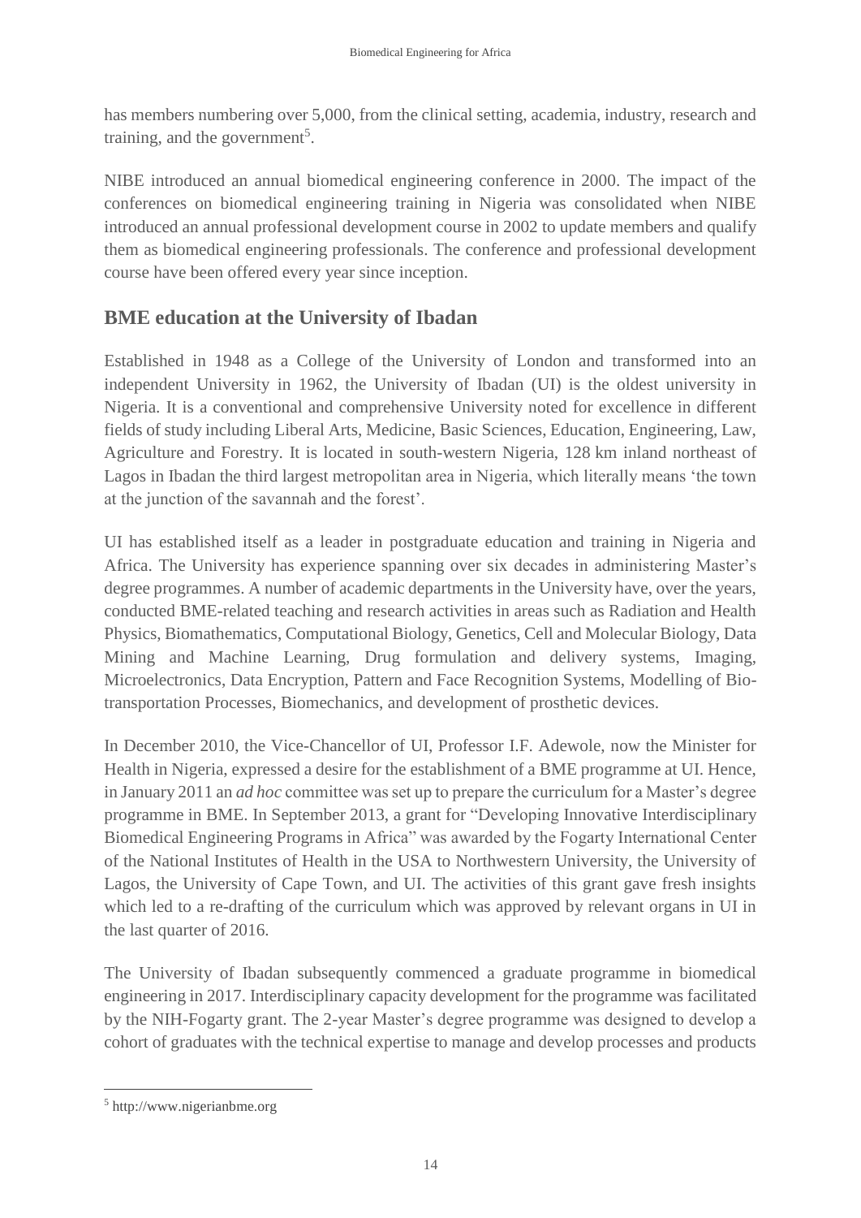has members numbering over 5,000, from the clinical setting, academia, industry, research and training, and the government[5].

NIBE introduced an annual biomedical engineering conference in 2000. The impact of the conferences on biomedical engineering training in Nigeria was consolidated when NIBE introduced an annual professional development course in 2002 to update members and qualify them as biomedical engineering professionals. The conference and professional development course have been offered every year since inception.

## BME education at the University of Ibadan

Established in 1948 as a College of the University of London and transformed into an independent University in 1962, the University of Ibadan (UI) is the oldest university in Nigeria. It is a conventional and comprehensive University noted for excellence in different fields of study including Liberal Arts, Medicine, Basic Sciences, Education, Engineering, Law, Agriculture and Forestry. It is located in south-western Nigeria, 128 km inland northeast of Lagos in Ibadan the third largest metropolitan area in Nigeria, which literally means 'the town at the junction of the savannah and the forest'.

UI has established itself as a leader in postgraduate education and training in Nigeria and Africa. The University has experience spanning over six decades in administering Master's degree programmes. A number of academic departments in the University have, over the years, conducted BME-related teaching and research activities in areas such as Radiation and Health Physics, Biomathematics, Computational Biology, Genetics, Cell and Molecular Biology, Data Mining and Machine Learning, Drug formulation and delivery systems, Imaging, Microelectronics, Data Encryption, Pattern and Face Recognition Systems, Modelling of Bio-transportation Processes, Biomechanics, and development of prosthetic devices.

In December 2010, the Vice-Chancellor of UI, Professor I.F. Adewole, now the Minister for Health in Nigeria, expressed a desire for the establishment of a BME programme at UI. Hence, in January 2011 an *ad hoc* committee was set up to prepare the curriculum for a Master's degree programme in BME. In September 2013, a grant for "Developing Innovative Interdisciplinary Biomedical Engineering Programs in Africa" was awarded by the Fogarty International Center of the National Institutes of Health in the USA to Northwestern University, the University of Lagos, the University of Cape Town, and UI. The activities of this grant gave fresh insights which led to a re-drafting of the curriculum which was approved by relevant organs in UI in the last quarter of 2016.

The University of Ibadan subsequently commenced a graduate programme in biomedical engineering in 2017. Interdisciplinary capacity development for the programme was facilitated by the NIH-Fogarty grant. The 2-year Master's degree programme was designed to develop a cohort of graduates with the technical expertise to manage and develop processes and products

[5] http://www.nigerianbme.org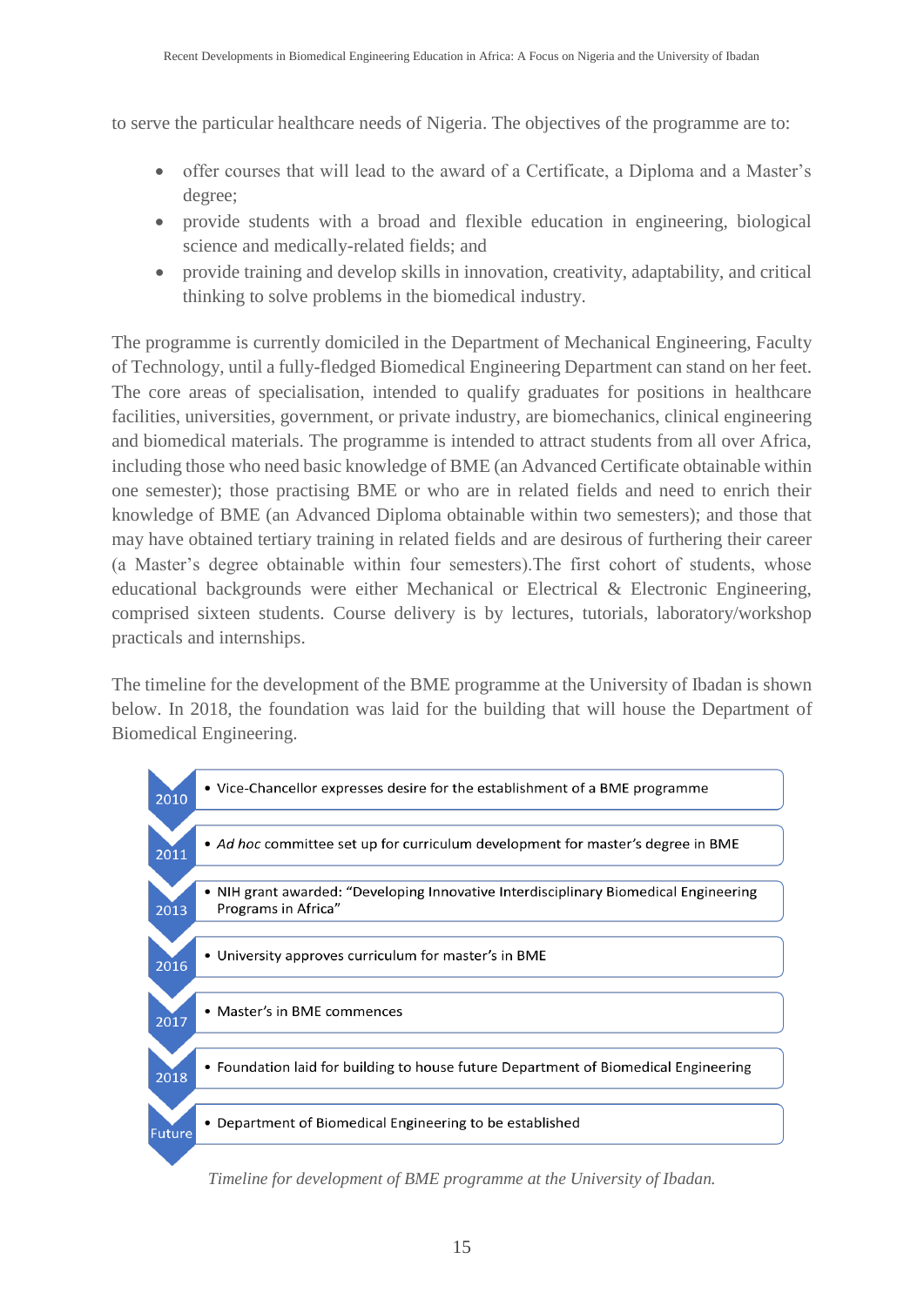to serve the particular healthcare needs of Nigeria. The objectives of the programme are to:

- offer courses that will lead to the award of a Certificate, a Diploma and a Master's degree;
- provide students with a broad and flexible education in engineering, biological science and medically-related fields; and
- provide training and develop skills in innovation, creativity, adaptability, and critical thinking to solve problems in the biomedical industry.

The programme is currently domiciled in the Department of Mechanical Engineering, Faculty of Technology, until a fully-fledged Biomedical Engineering Department can stand on her feet. The core areas of specialisation, intended to qualify graduates for positions in healthcare facilities, universities, government, or private industry, are biomechanics, clinical engineering and biomedical materials. The programme is intended to attract students from all over Africa, including those who need basic knowledge of BME (an Advanced Certificate obtainable within one semester); those practising BME or who are in related fields and need to enrich their knowledge of BME (an Advanced Diploma obtainable within two semesters); and those that may have obtained tertiary training in related fields and are desirous of furthering their career (a Master's degree obtainable within four semesters).The first cohort of students, whose educational backgrounds were either Mechanical or Electrical & Electronic Engineering, comprised sixteen students. Course delivery is by lectures, tutorials, laboratory/workshop practicals and internships.

The timeline for the development of the BME programme at the University of Ibadan is shown below. In 2018, the foundation was laid for the building that will house the Department of Biomedical Engineering.

| Year | Event |
|---|---|
| 2010 | Vice-Chancellor expresses desire for the establishment of a BME programme |
| 2011 | *Ad hoc* committee set up for curriculum development for master's degree in BME |
| 2013 | NIH grant awarded: "Developing Innovative Interdisciplinary Biomedical Engineering Programs in Africa" |
| 2016 | University approves curriculum for master's in BME |
| 2017 | Master's in BME commences |
| 2018 | Foundation laid for building to house future Department of Biomedical Engineering |
| Future | Department of Biomedical Engineering to be established |

*Timeline for development of BME programme at the University of Ibadan.*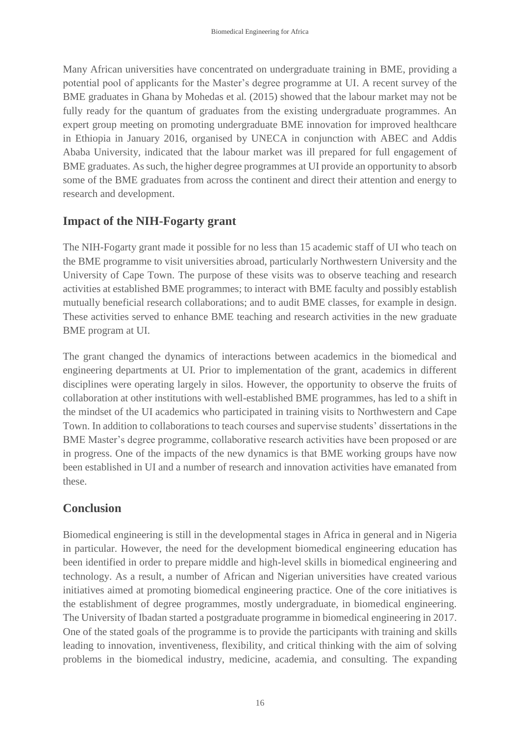Many African universities have concentrated on undergraduate training in BME, providing a potential pool of applicants for the Master's degree programme at UI. A recent survey of the BME graduates in Ghana by Mohedas et al. (2015) showed that the labour market may not be fully ready for the quantum of graduates from the existing undergraduate programmes. An expert group meeting on promoting undergraduate BME innovation for improved healthcare in Ethiopia in January 2016, organised by UNECA in conjunction with ABEC and Addis Ababa University, indicated that the labour market was ill prepared for full engagement of BME graduates. As such, the higher degree programmes at UI provide an opportunity to absorb some of the BME graduates from across the continent and direct their attention and energy to research and development.

## Impact of the NIH-Fogarty grant

The NIH-Fogarty grant made it possible for no less than 15 academic staff of UI who teach on the BME programme to visit universities abroad, particularly Northwestern University and the University of Cape Town. The purpose of these visits was to observe teaching and research activities at established BME programmes; to interact with BME faculty and possibly establish mutually beneficial research collaborations; and to audit BME classes, for example in design. These activities served to enhance BME teaching and research activities in the new graduate BME program at UI.

The grant changed the dynamics of interactions between academics in the biomedical and engineering departments at UI. Prior to implementation of the grant, academics in different disciplines were operating largely in silos. However, the opportunity to observe the fruits of collaboration at other institutions with well-established BME programmes, has led to a shift in the mindset of the UI academics who participated in training visits to Northwestern and Cape Town. In addition to collaborations to teach courses and supervise students' dissertations in the BME Master's degree programme, collaborative research activities have been proposed or are in progress. One of the impacts of the new dynamics is that BME working groups have now been established in UI and a number of research and innovation activities have emanated from these.

## Conclusion

Biomedical engineering is still in the developmental stages in Africa in general and in Nigeria in particular. However, the need for the development biomedical engineering education has been identified in order to prepare middle and high-level skills in biomedical engineering and technology. As a result, a number of African and Nigerian universities have created various initiatives aimed at promoting biomedical engineering practice. One of the core initiatives is the establishment of degree programmes, mostly undergraduate, in biomedical engineering. The University of Ibadan started a postgraduate programme in biomedical engineering in 2017. One of the stated goals of the programme is to provide the participants with training and skills leading to innovation, inventiveness, flexibility, and critical thinking with the aim of solving problems in the biomedical industry, medicine, academia, and consulting. The expanding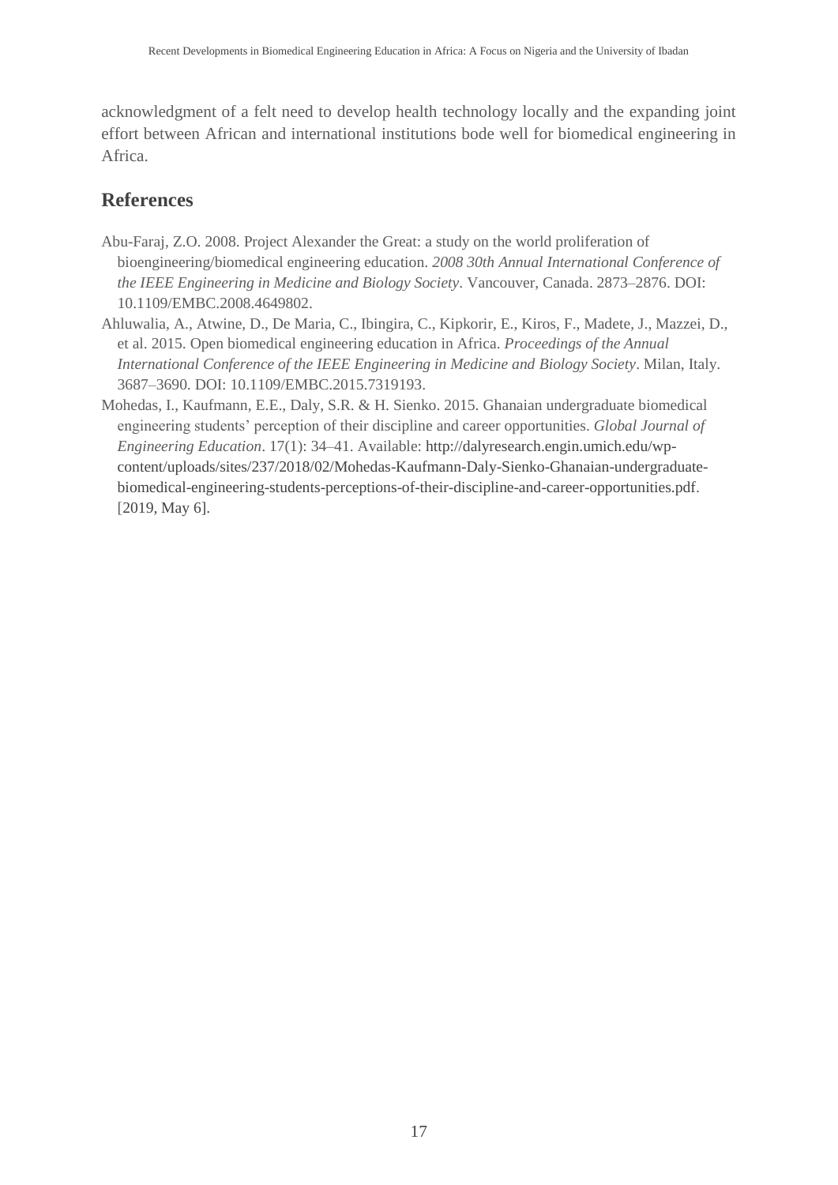acknowledgment of a felt need to develop health technology locally and the expanding joint effort between African and international institutions bode well for biomedical engineering in Africa.

## References

Abu-Faraj, Z.O. 2008. Project Alexander the Great: a study on the world proliferation of bioengineering/biomedical engineering education. *2008 30th Annual International Conference of the IEEE Engineering in Medicine and Biology Society*. Vancouver, Canada. 2873–2876. DOI: 10.1109/EMBC.2008.4649802.

Ahluwalia, A., Atwine, D., De Maria, C., Ibingira, C., Kipkorir, E., Kiros, F., Madete, J., Mazzei, D., et al. 2015. Open biomedical engineering education in Africa. *Proceedings of the Annual International Conference of the IEEE Engineering in Medicine and Biology Society*. Milan, Italy. 3687–3690. DOI: 10.1109/EMBC.2015.7319193.

Mohedas, I., Kaufmann, E.E., Daly, S.R. & H. Sienko. 2015. Ghanaian undergraduate biomedical engineering students' perception of their discipline and career opportunities. *Global Journal of Engineering Education*. 17(1): 34–41. Available: http://dalyresearch.engin.umich.edu/wp-content/uploads/sites/237/2018/02/Mohedas-Kaufmann-Daly-Sienko-Ghanaian-undergraduate-biomedical-engineering-students-perceptions-of-their-discipline-and-career-opportunities.pdf. [2019, May 6].